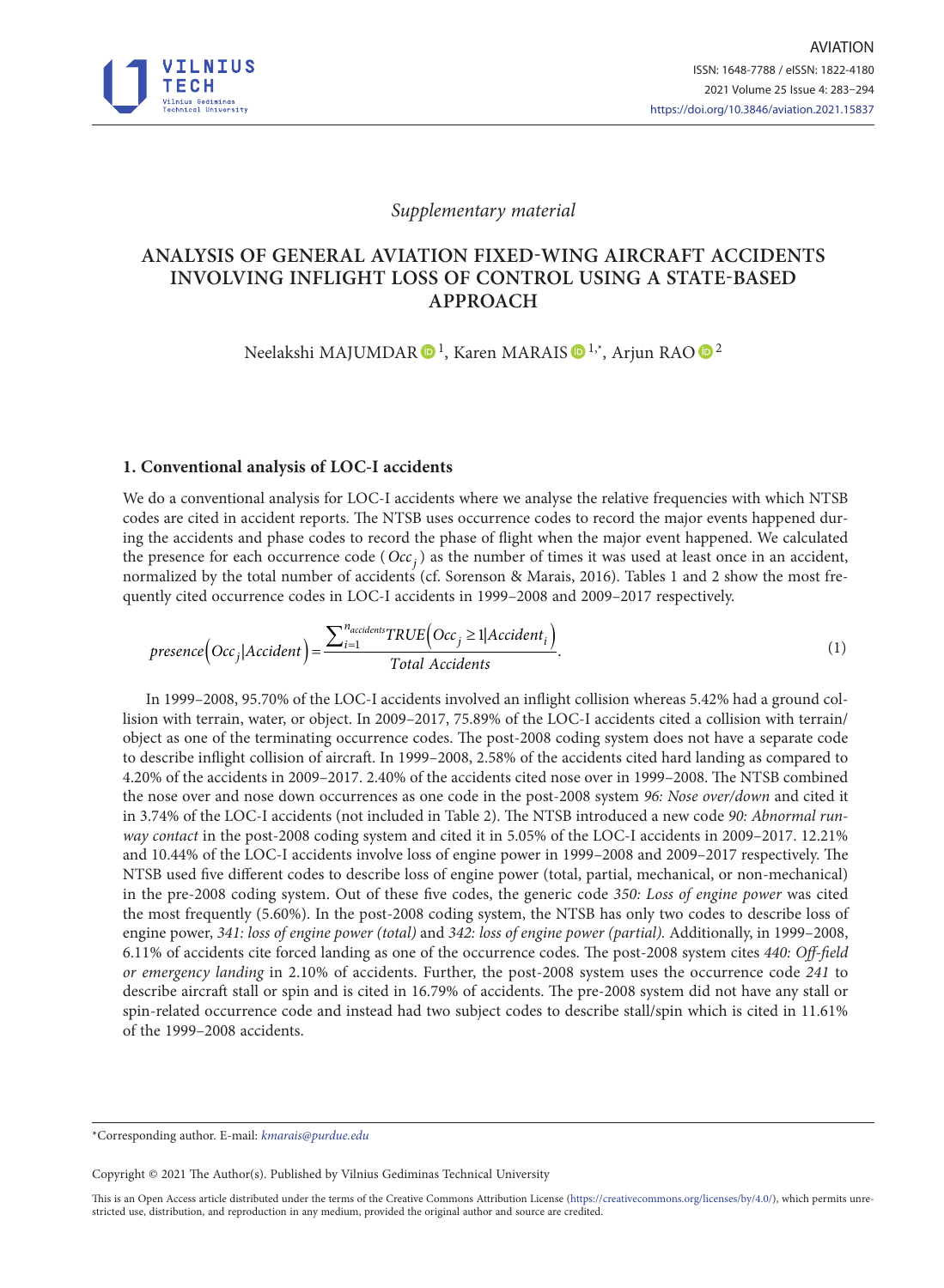*Supplementary material*

# ANALYSIS OF GENERAL AVIATION FIXED-WING AIRCRAFT ACCIDENTS INVOLVING INFLIGHT LOSS OF CONTROL USING A STATE-BASED APPROACH

Neelakshi MAJUMDAR [1], Karen MARAIS [1,*], Arjun RAO [2]

## 1. Conventional analysis of LOC-I accidents

We do a conventional analysis for LOC-I accidents where we analyse the relative frequencies with which NTSB codes are cited in accident reports. The NTSB uses occurrence codes to record the major events happened during the accidents and phase codes to record the phase of flight when the major event happened. We calculated the presence for each occurrence code ($Occ_j$) as the number of times it was used at least once in an accident, normalized for the total number of accidents (cf. Sorenson & Marais, 2016). Tables 1 and 2 show the most frequently cited occurrence codes in LOC-I accidents in 1999–2008 and 2009–2017 respectively.

$$presence\left(Occ_j|Accident\right) = \frac{\sum_{i=1}^{n_{accidents}} TRUE\left(Occ_j \geq 1|Accident_i\right)}{Total\ Accidents}. \quad (1)$$

In 1999–2008, 95.70% of the LOC-I accidents involved an inflight collision whereas 5.42% had a ground collision with terrain, water, or object. In 2009–2017, 75.89% of the LOC-I accidents cited a collision with terrain/object as one of the terminating occurrence codes. The post-2008 coding system does not have a separate code to describe inflight collision of aircraft. In 1999–2008, 2.58% of the accidents cited hard landing as compared to 4.20% of the accidents in 2009–2017. 2.40% of the accidents cited nose over in 1999–2008. The NTSB combined the nose over and nose down occurrences as one code in the post-2008 system *96: Nose over/down* and cited it in 3.74% of the LOC-I accidents (not included in Table 2). The NTSB introduced a new code *90: Abnormal runway contact* in the post-2008 coding system and cited it in 5.05% of the LOC-I accidents in 2009–2017. 12.21% and 10.44% of the LOC-I accidents involve loss of engine power in 1999–2008 and 2009–2017 respectively. The NTSB used five different codes to describe loss of engine power (total, partial, mechanical, or non-mechanical) in the pre-2008 coding system. Out of these five codes, the generic code *350: Loss of engine power* was cited the most frequently (5.60%). In the post-2008 coding system, the NTSB has only two codes to describe loss of engine power, *341: loss of engine power (total)* and *342: loss of engine power (partial).* Additionally, in 1999–2008, 6.11% of accidents cite forced landing as one of the occurrence codes. The post-2008 system cites *440: Off-field or emergency landing* in 2.10% of accidents. Further, the post-2008 system uses the occurrence code *241* to describe aircraft stall or spin and is cited in 16.79% of accidents. The pre-2008 system did not have any stall or spin-related occurrence code and instead had two subject codes to describe stall/spin which is cited in 11.61% of the 1999–2008 accidents.

*Corresponding author. E-mail: *kmarais@purdue.edu*

Copyright © 2021 The Author(s). Published by Vilnius Gediminas Technical University

This is an Open Access article distributed under the terms of the Creative Commons Attribution License (https://creativecommons.org/licenses/by/4.0/), which permits unrestricted use, distribution, and reproduction in any medium, provided the original author and source are credited.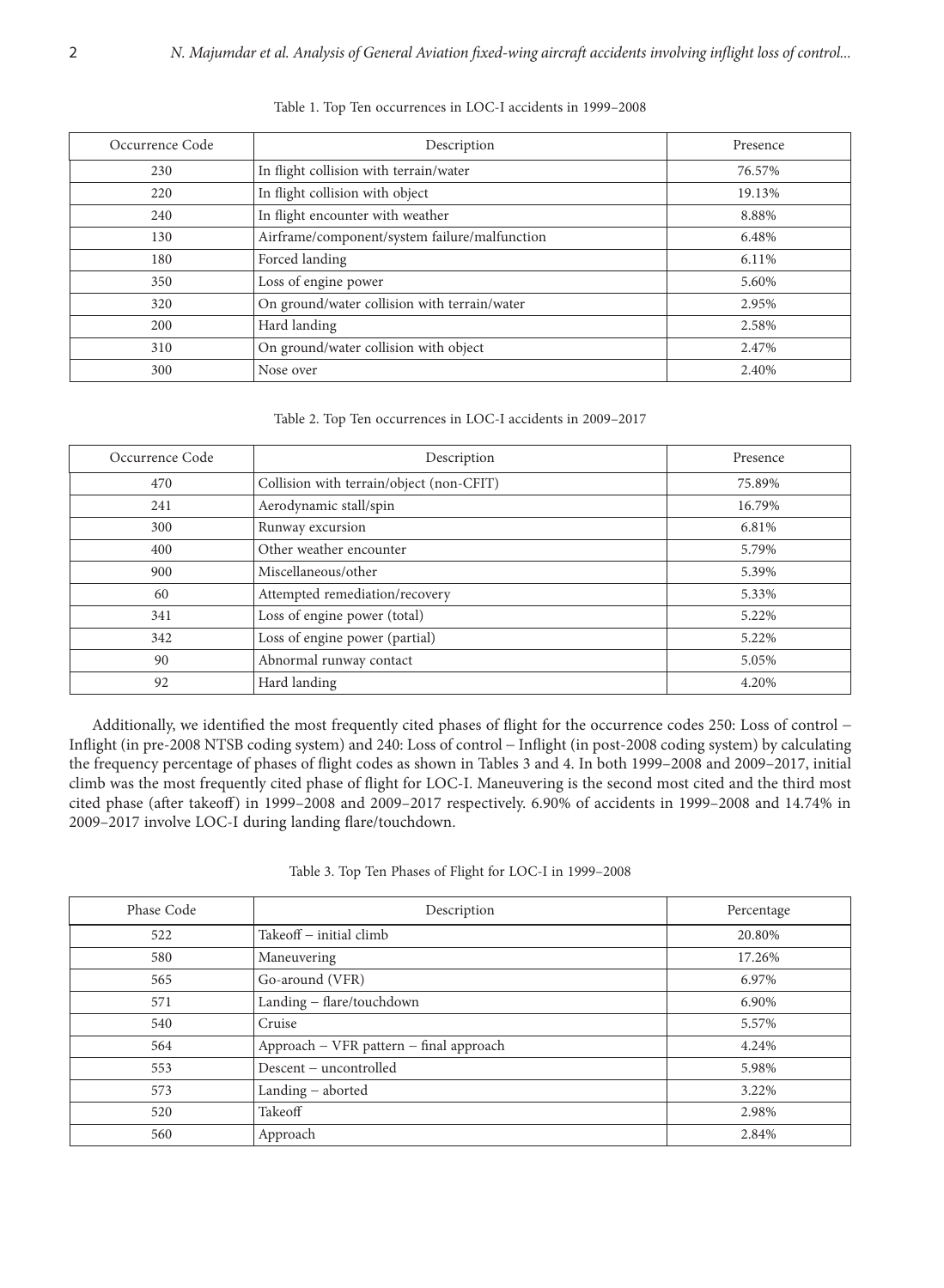Table 1. Top Ten occurrences in LOC-I accidents in 1999–2008

| Occurrence Code | Description | Presence |
|---|---|---|
| 230 | In flight collision with terrain/water | 76.57% |
| 220 | In flight collision with object | 19.13% |
| 240 | In flight encounter with weather | 8.88% |
| 130 | Airframe/component/system failure/malfunction | 6.48% |
| 180 | Forced landing | 6.11% |
| 350 | Loss of engine power | 5.60% |
| 320 | On ground/water collision with terrain/water | 2.95% |
| 200 | Hard landing | 2.58% |
| 310 | On ground/water collision with object | 2.47% |
| 300 | Nose over | 2.40% |

Table 2. Top Ten occurrences in LOC-I accidents in 2009–2017

| Occurrence Code | Description | Presence |
|---|---|---|
| 470 | Collision with terrain/object (non-CFIT) | 75.89% |
| 241 | Aerodynamic stall/spin | 16.79% |
| 300 | Runway excursion | 6.81% |
| 400 | Other weather encounter | 5.79% |
| 900 | Miscellaneous/other | 5.39% |
| 60 | Attempted remediation/recovery | 5.33% |
| 341 | Loss of engine power (total) | 5.22% |
| 342 | Loss of engine power (partial) | 5.22% |
| 90 | Abnormal runway contact | 5.05% |
| 92 | Hard landing | 4.20% |

Additionally, we identified the most frequently cited phases of flight for the occurrence codes 250: Loss of control – Inflight (in pre-2008 NTSB coding system) and 240: Loss of control – Inflight (in post-2008 coding system) by calculating the frequency percentage of phases of flight codes as shown in Tables 3 and 4. In both 1999–2008 and 2009–2017, initial climb was the most frequently cited phase of flight for LOC-I. Maneuvering is the second most cited and the third most cited phase (after takeoff) in 1999–2008 and 2009–2017 respectively. 6.90% of accidents in 1999–2008 and 14.74% in 2009–2017 involve LOC-I during landing flare/touchdown.

Table 3. Top Ten Phases of Flight for LOC-I in 1999–2008

| Phase Code | Description | Percentage |
|---|---|---|
| 522 | Takeoff – initial climb | 20.80% |
| 580 | Maneuvering | 17.26% |
| 565 | Go-around (VFR) | 6.97% |
| 571 | Landing – flare/touchdown | 6.90% |
| 540 | Cruise | 5.57% |
| 564 | Approach – VFR pattern – final approach | 4.24% |
| 553 | Descent – uncontrolled | 5.98% |
| 573 | Landing – aborted | 3.22% |
| 520 | Takeoff | 2.98% |
| 560 | Approach | 2.84% |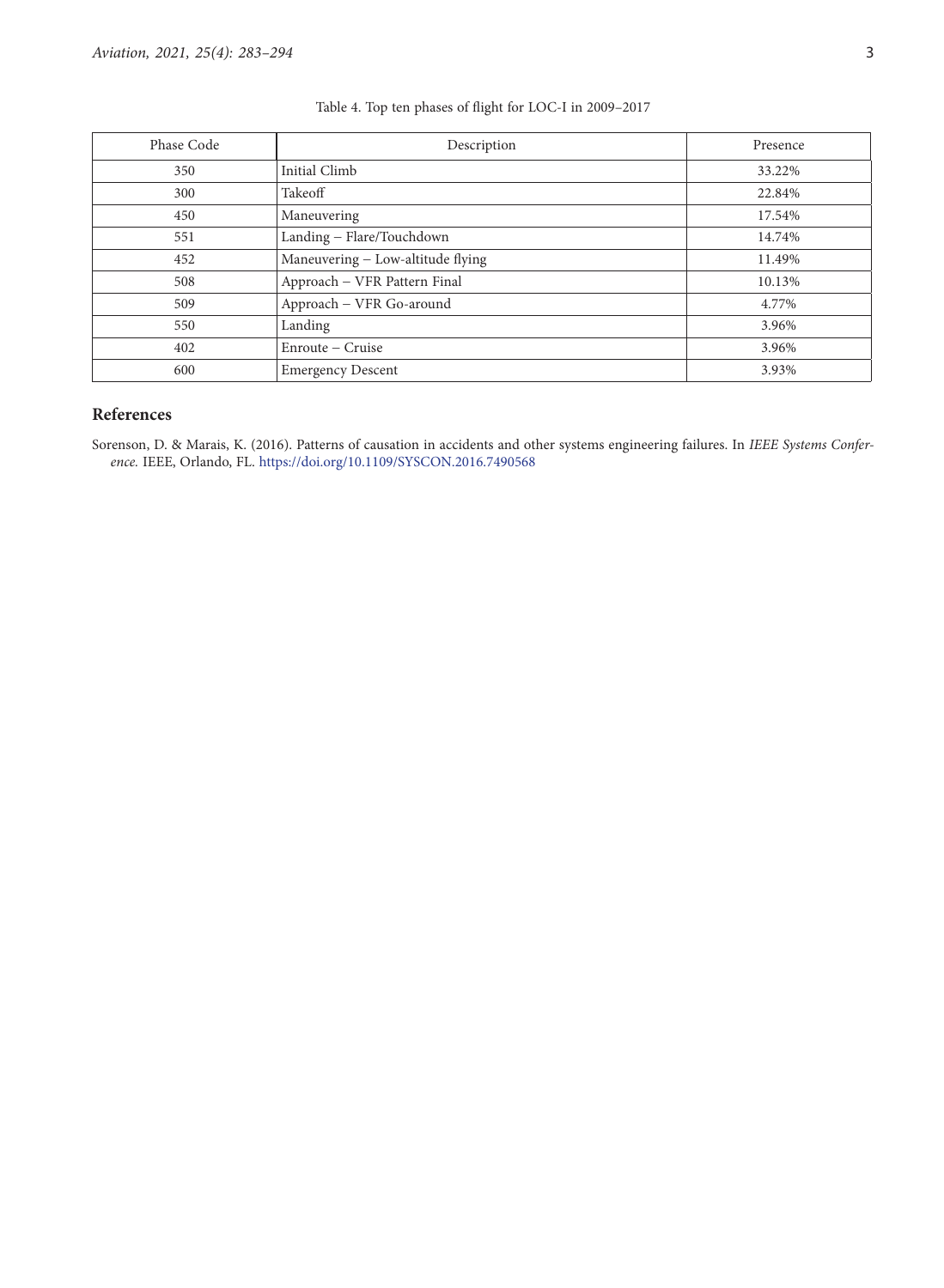Table 4. Top ten phases of flight for LOC-I in 2009–2017

| Phase Code | Description | Presence |
|---|---|---|
| 350 | Initial Climb | 33.22% |
| 300 | Takeoff | 22.84% |
| 450 | Maneuvering | 17.54% |
| 551 | Landing – Flare/Touchdown | 14.74% |
| 452 | Maneuvering – Low-altitude flying | 11.49% |
| 508 | Approach – VFR Pattern Final | 10.13% |
| 509 | Approach – VFR Go-around | 4.77% |
| 550 | Landing | 3.96% |
| 402 | Enroute – Cruise | 3.96% |
| 600 | Emergency Descent | 3.93% |

## References

Sorenson, D. & Marais, K. (2016). Patterns of causation in accidents and other systems engineering failures. In *IEEE Systems Conference*. IEEE, Orlando, FL. https://doi.org/10.1109/SYSCON.2016.7490568